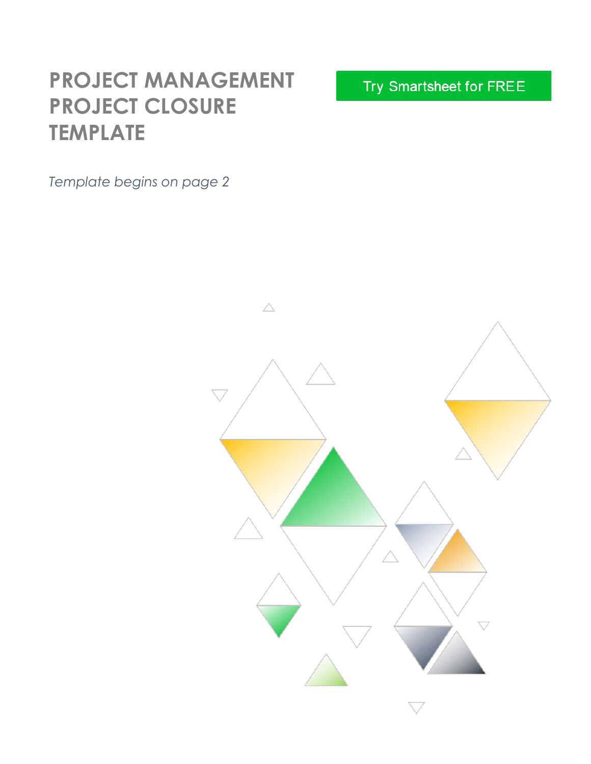# PROJECT MANAGEMENT PROJECT CLOSURE TEMPLATE

Try Smartsheet for FREE

*Template begins on page 2*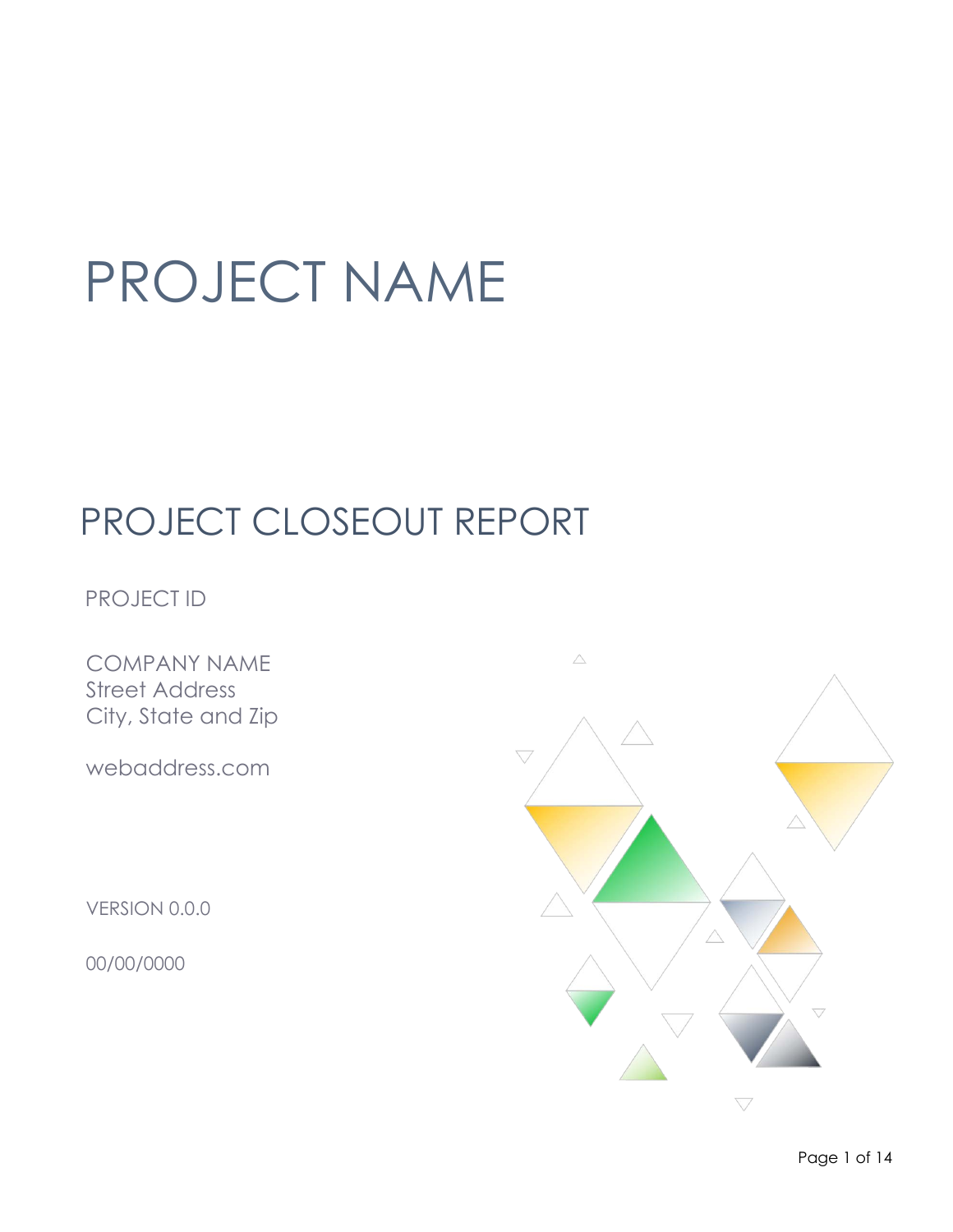# PROJECT NAME

## PROJECT CLOSEOUT REPORT

PROJECT ID

COMPANY NAME
Street Address
City, State and Zip

webaddress.com

VERSION 0.0.0

00/00/0000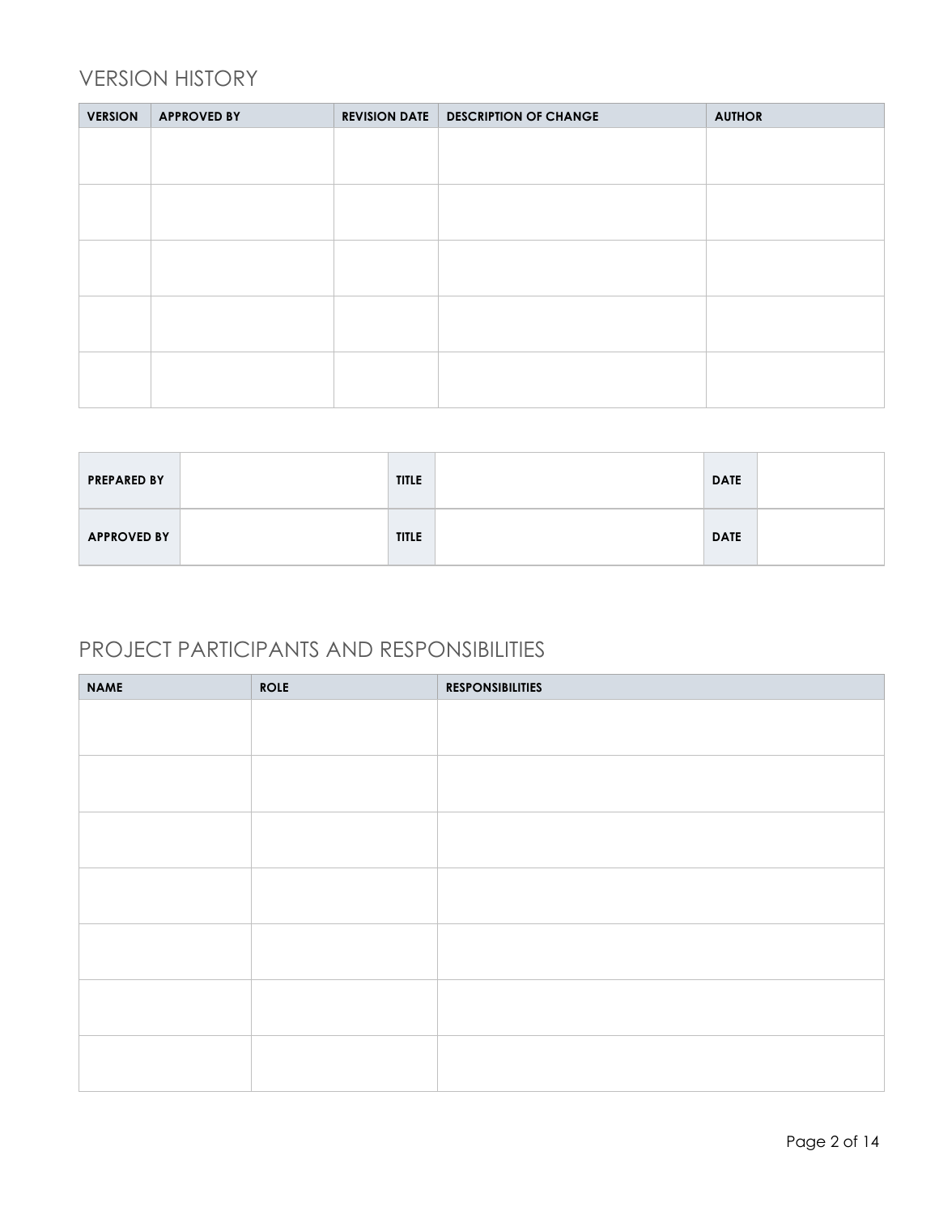## VERSION HISTORY

| VERSION | APPROVED BY | REVISION DATE | DESCRIPTION OF CHANGE | AUTHOR |
| --- | --- | --- | --- | --- |
| | | | | |
| | | | | |
| | | | | |
| | | | | |
| | | | | |

| PREPARED BY | | TITLE | | DATE | |
| --- | --- | --- | --- | --- | --- |
| APPROVED BY | | TITLE | | DATE | |

## PROJECT PARTICIPANTS AND RESPONSIBILITIES

| NAME | ROLE | RESPONSIBILITIES |
| --- | --- | --- |
| | | |
| | | |
| | | |
| | | |
| | | |
| | | |
| | | |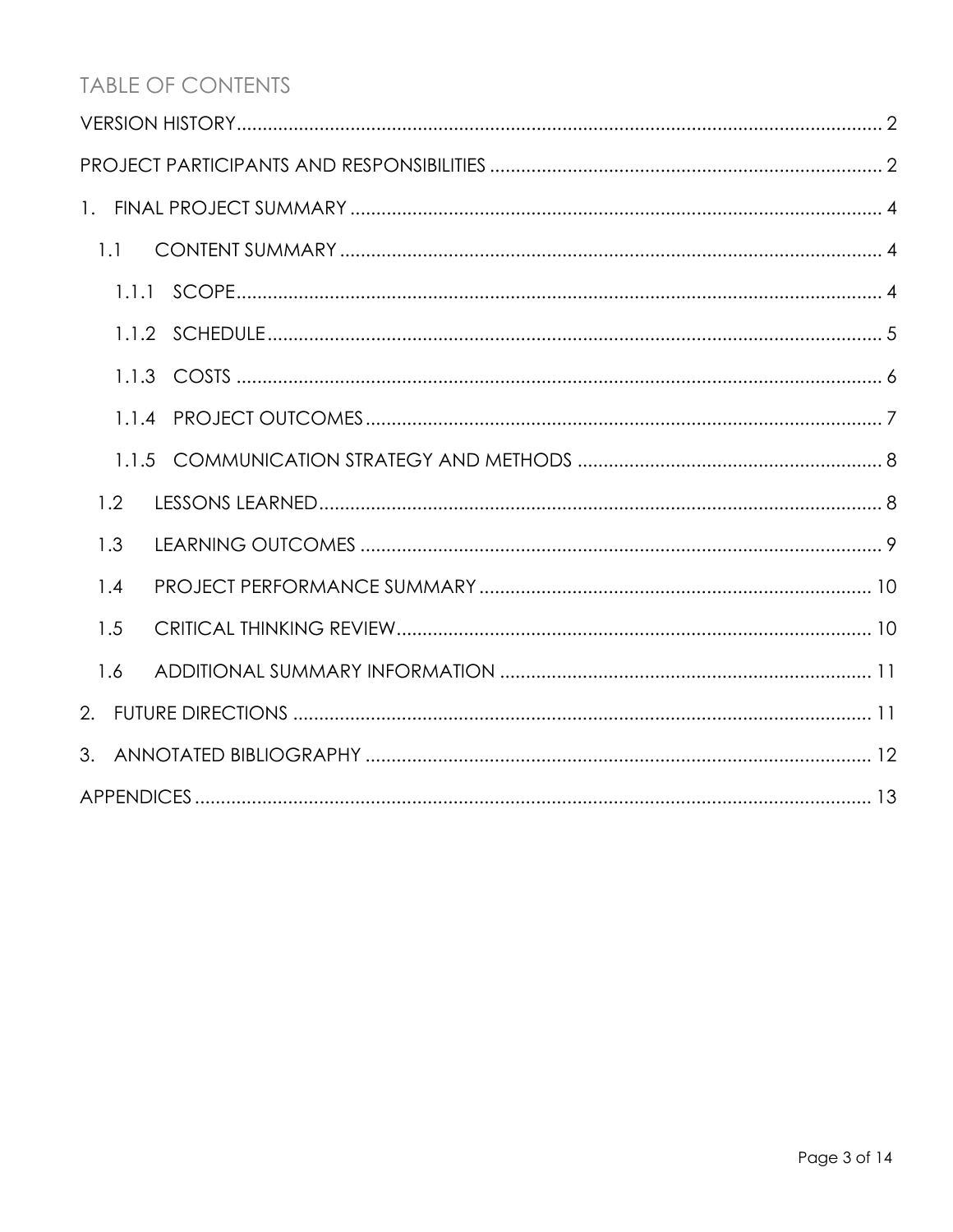## TABLE OF CONTENTS

- VERSION HISTORY .......... 2
- PROJECT PARTICIPANTS AND RESPONSIBILITIES .......... 2
- 1. FINAL PROJECT SUMMARY .......... 4
  - 1.1 CONTENT SUMMARY .......... 4
    - 1.1.1 SCOPE .......... 4
    - 1.1.2 SCHEDULE .......... 5
    - 1.1.3 COSTS .......... 6
    - 1.1.4 PROJECT OUTCOMES .......... 7
    - 1.1.5 COMMUNICATION STRATEGY AND METHODS .......... 8
  - 1.2 LESSONS LEARNED .......... 8
  - 1.3 LEARNING OUTCOMES .......... 9
  - 1.4 PROJECT PERFORMANCE SUMMARY .......... 10
  - 1.5 CRITICAL THINKING REVIEW .......... 10
  - 1.6 ADDITIONAL SUMMARY INFORMATION .......... 11
- 2. FUTURE DIRECTIONS .......... 11
- 3. ANNOTATED BIBLIOGRAPHY .......... 12
- APPENDICES .......... 13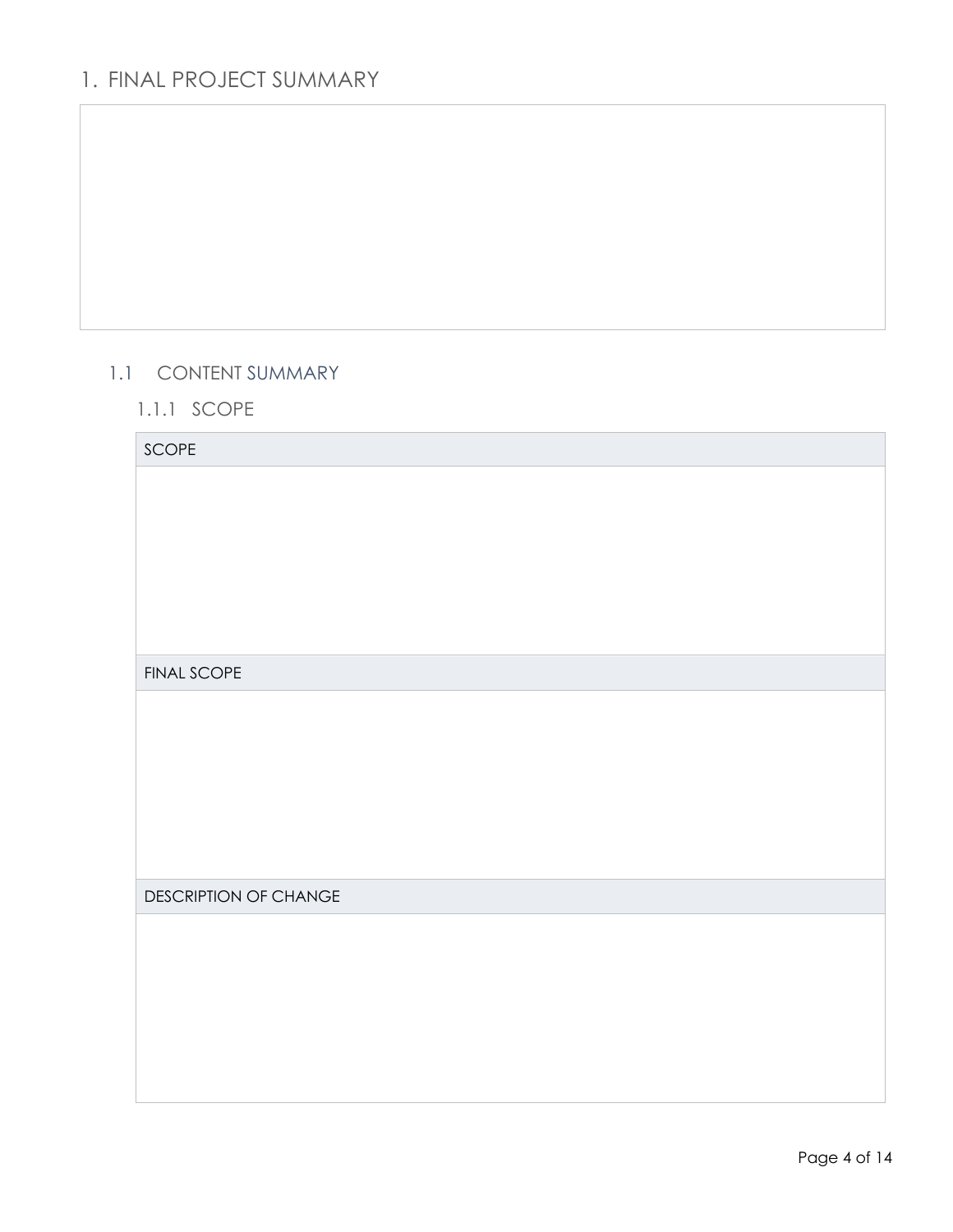# 1. FINAL PROJECT SUMMARY

## 1.1 CONTENT SUMMARY

### 1.1.1 SCOPE

| SCOPE |
| --- |
| |
| **FINAL SCOPE** |
| |
| **DESCRIPTION OF CHANGE** |
| |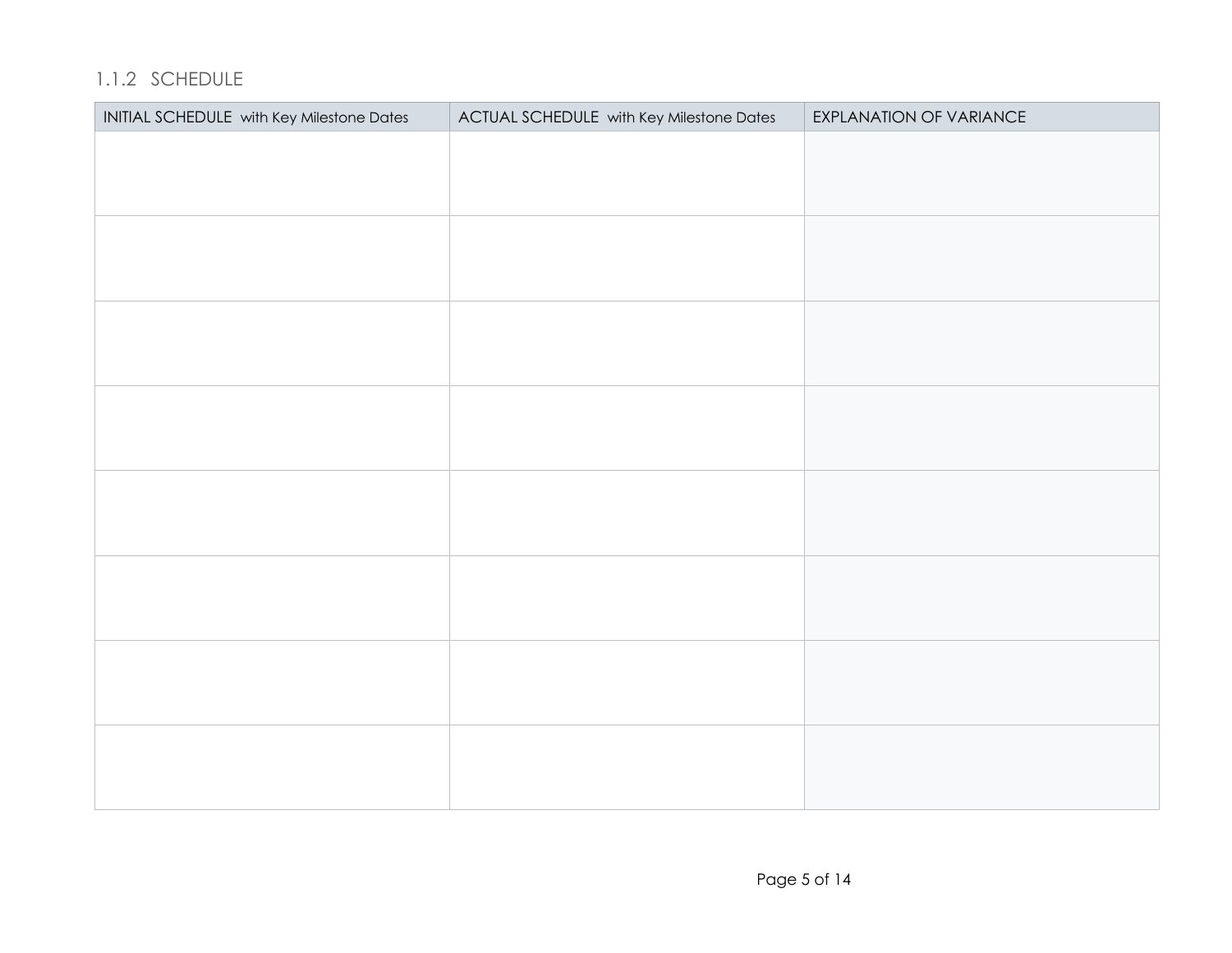### 1.1.2 SCHEDULE

| INITIAL SCHEDULE with Key Milestone Dates | ACTUAL SCHEDULE with Key Milestone Dates | EXPLANATION OF VARIANCE |
|---|---|---|
| | | |
| | | |
| | | |
| | | |
| | | |
| | | |
| | | |
| | | |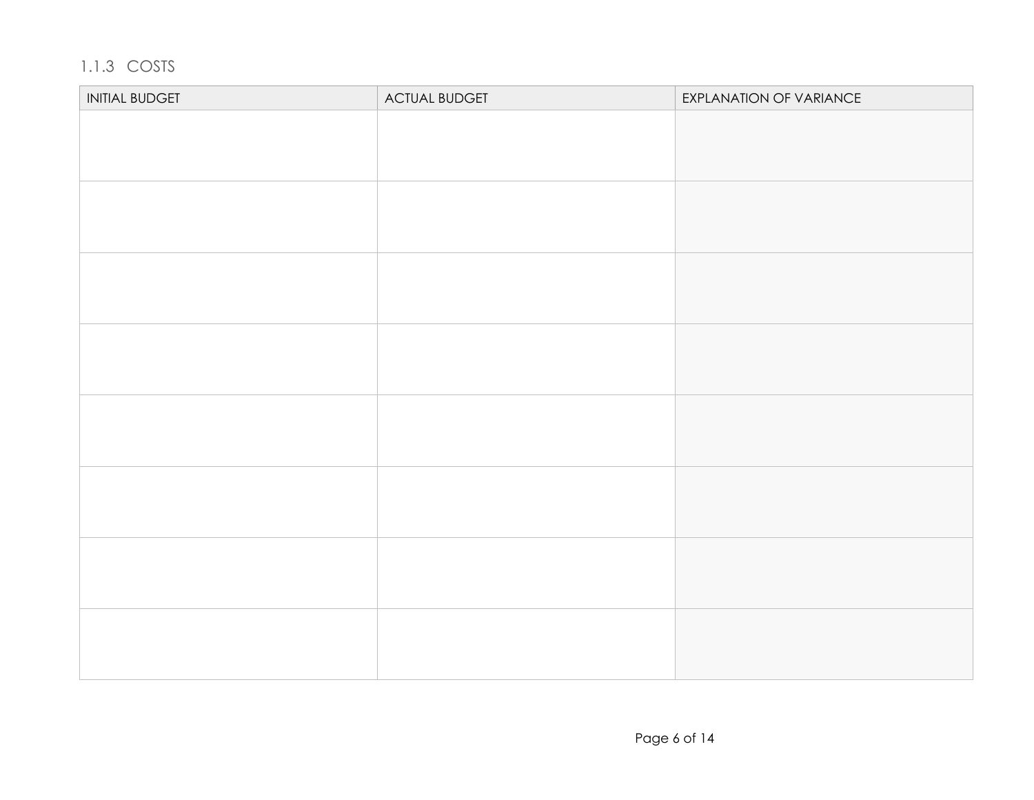### 1.1.3 COSTS

| INITIAL BUDGET | ACTUAL BUDGET | EXPLANATION OF VARIANCE |
| --- | --- | --- |
| | | |
| | | |
| | | |
| | | |
| | | |
| | | |
| | | |
| | | |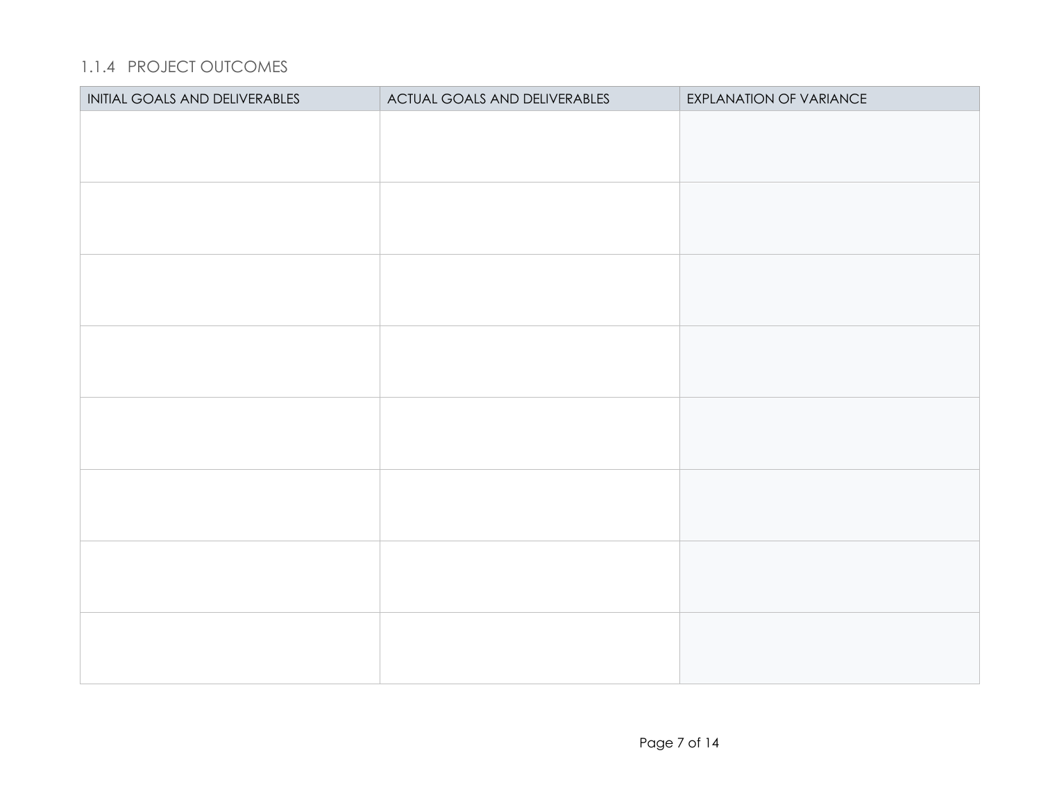### 1.1.4 PROJECT OUTCOMES

| INITIAL GOALS AND DELIVERABLES | ACTUAL GOALS AND DELIVERABLES | EXPLANATION OF VARIANCE |
|---|---|---|
| | | |
| | | |
| | | |
| | | |
| | | |
| | | |
| | | |
| | | |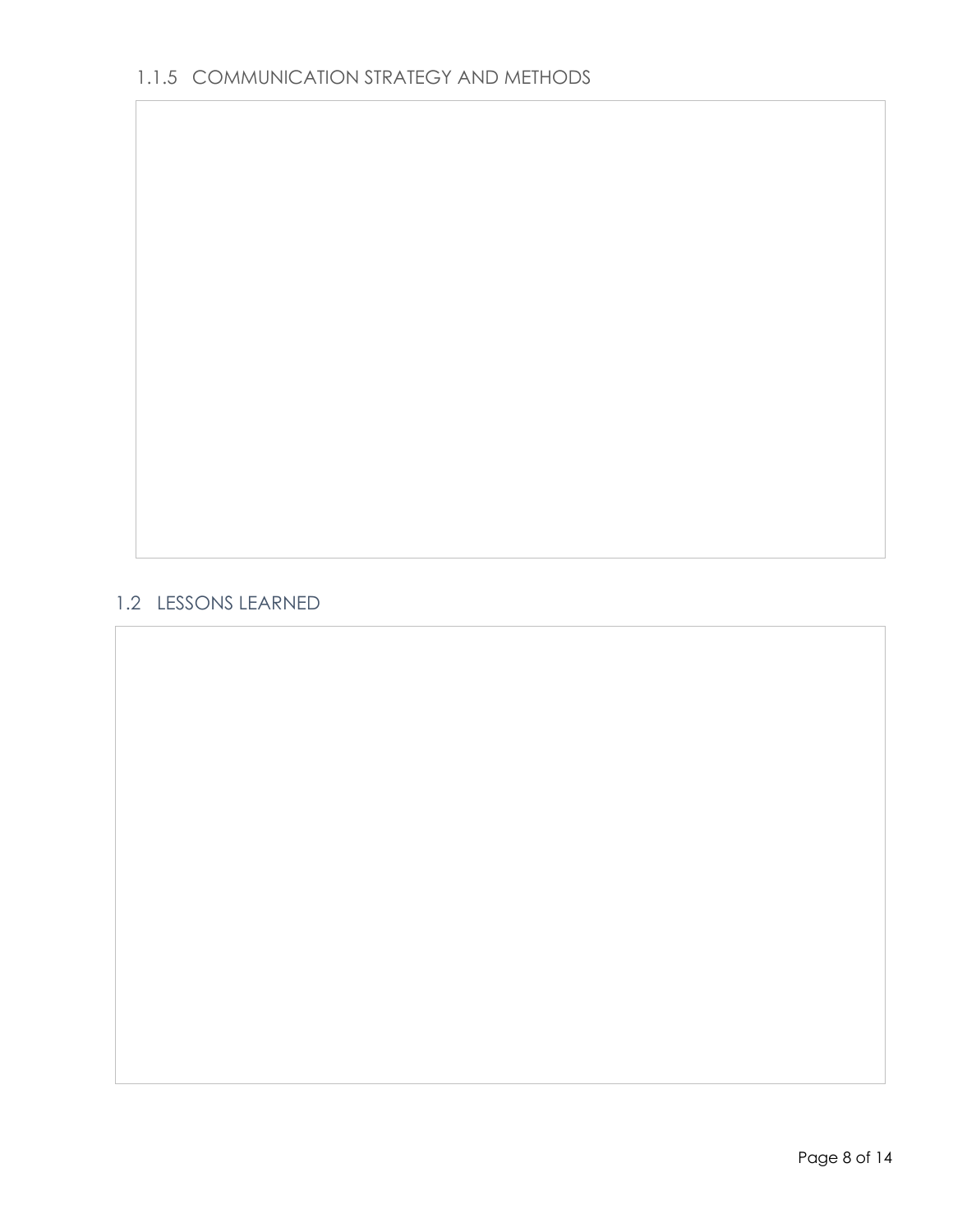### 1.1.5 COMMUNICATION STRATEGY AND METHODS

## 1.2 LESSONS LEARNED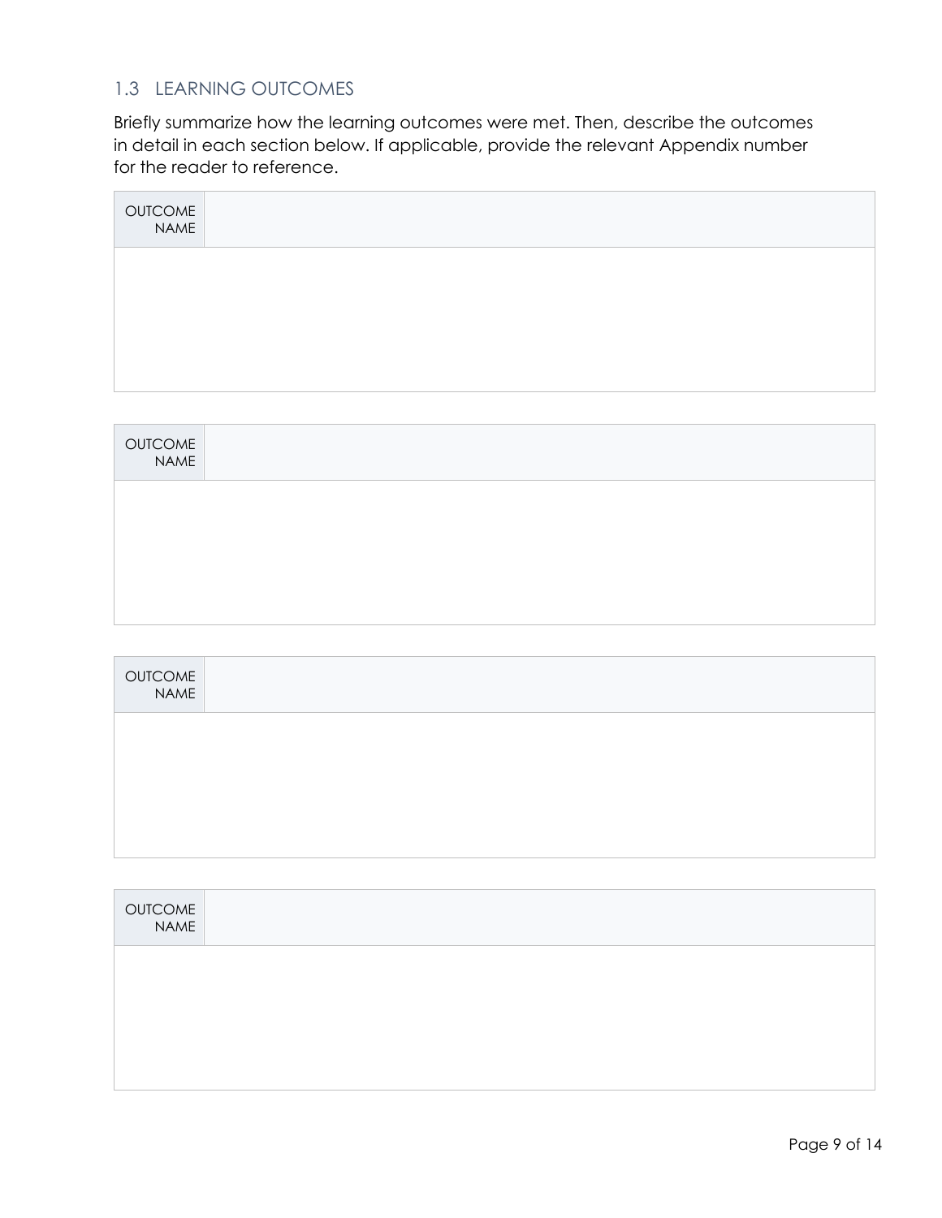## 1.3 LEARNING OUTCOMES

Briefly summarize how the learning outcomes were met. Then, describe the outcomes in detail in each section below. If applicable, provide the relevant Appendix number for the reader to reference.

| OUTCOME NAME | |
|---|---|
| | |

| OUTCOME NAME | |
|---|---|
| | |

| OUTCOME NAME | |
|---|---|
| | |

| OUTCOME NAME | |
|---|---|
| | |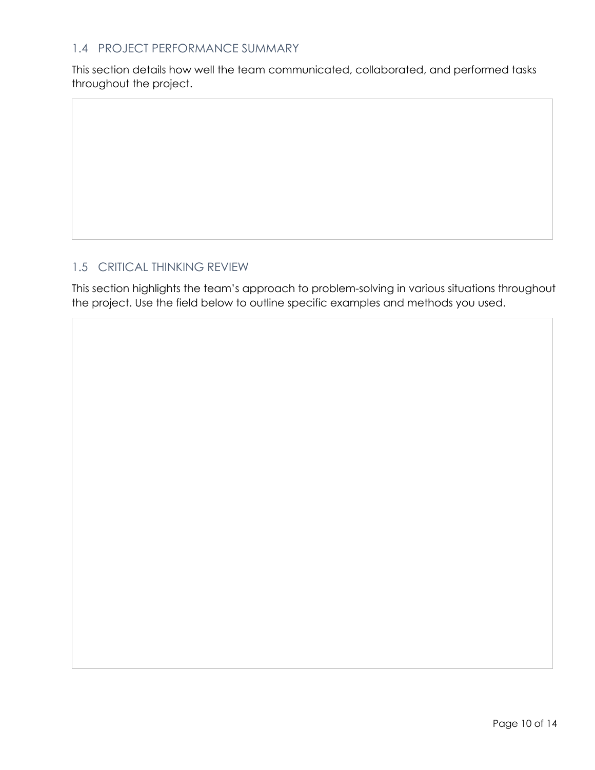## 1.4 PROJECT PERFORMANCE SUMMARY

This section details how well the team communicated, collaborated, and performed tasks throughout the project.

## 1.5 CRITICAL THINKING REVIEW

This section highlights the team's approach to problem-solving in various situations throughout the project. Use the field below to outline specific examples and methods you used.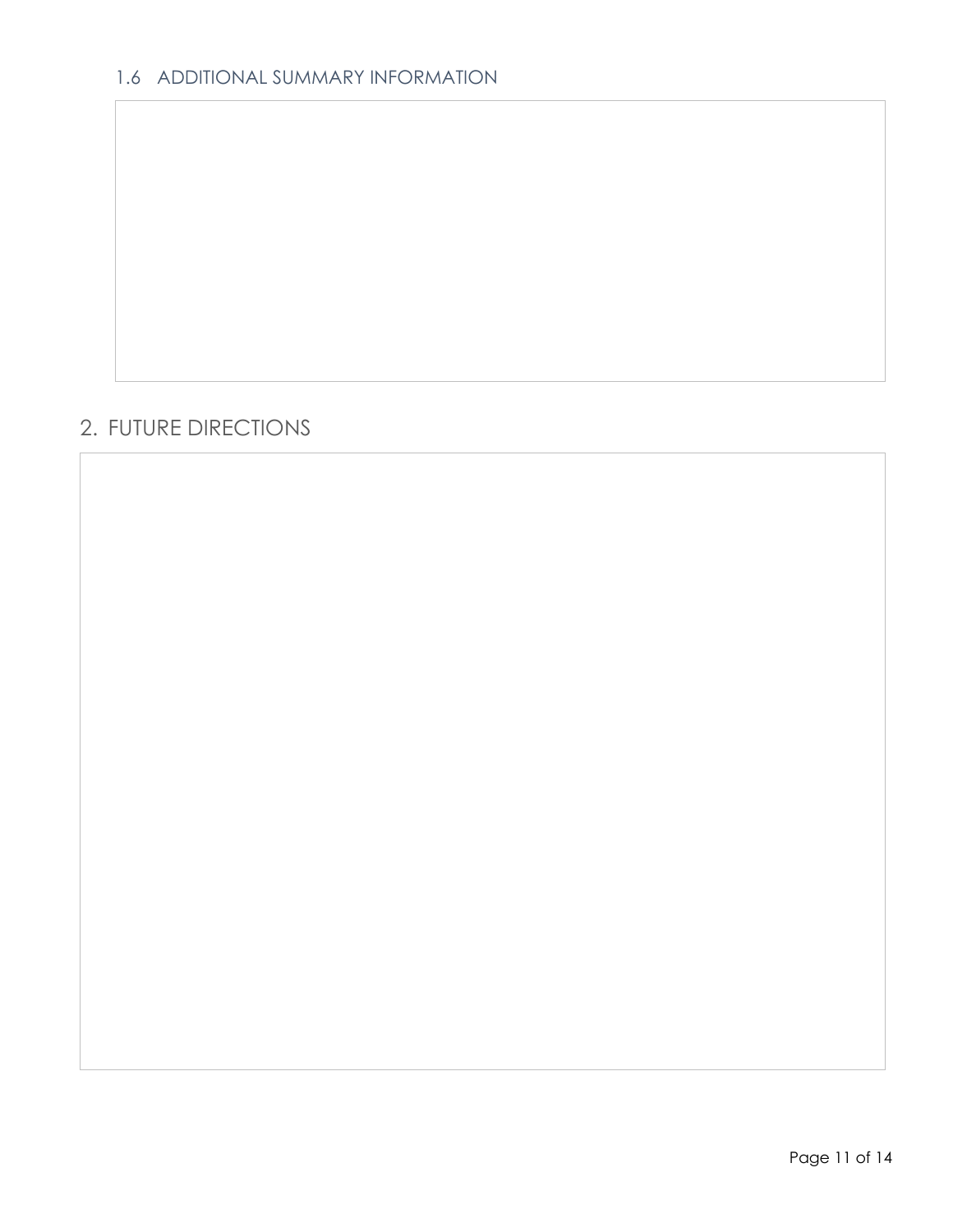### 1.6 ADDITIONAL SUMMARY INFORMATION

## 2. FUTURE DIRECTIONS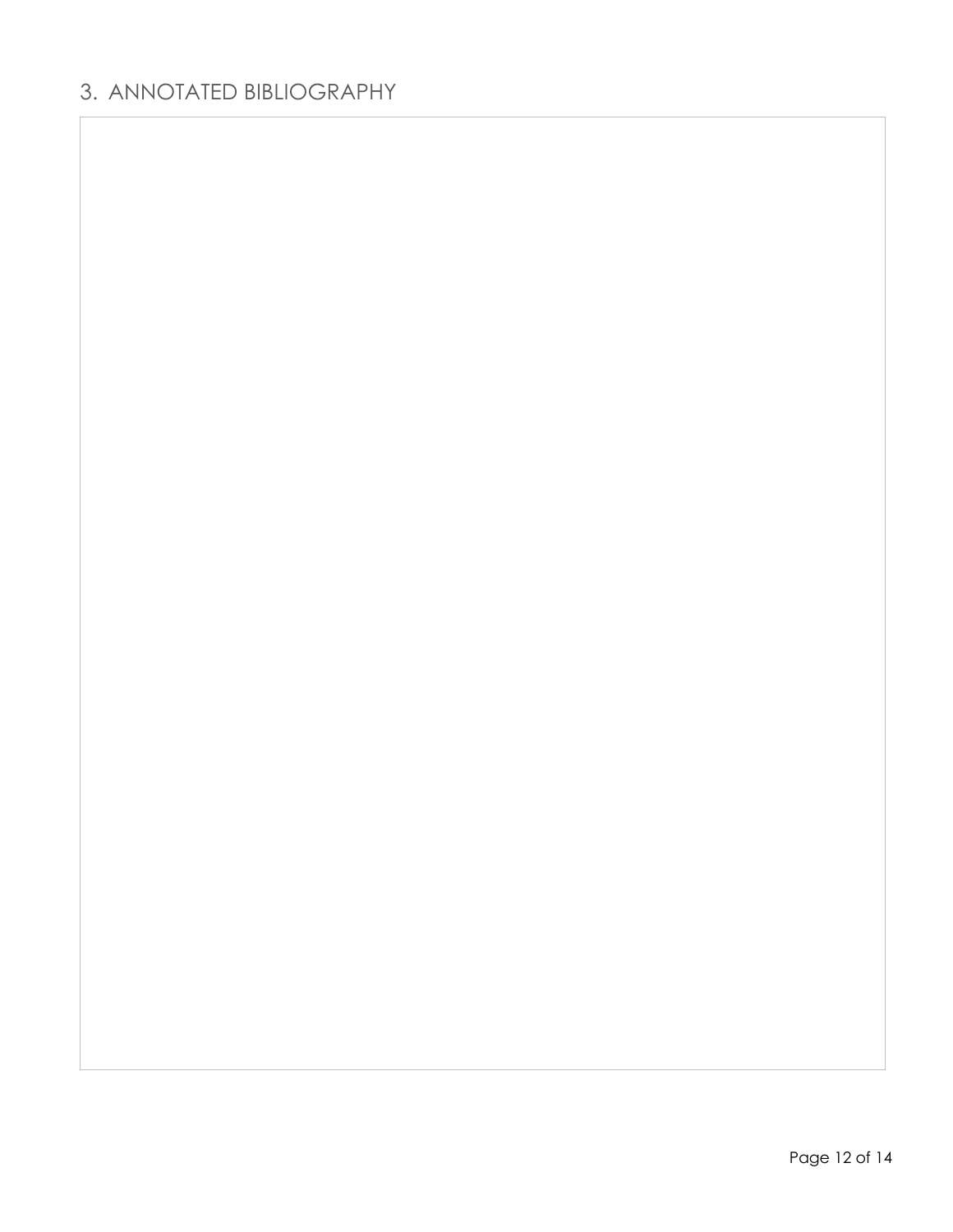## 3. ANNOTATED BIBLIOGRAPHY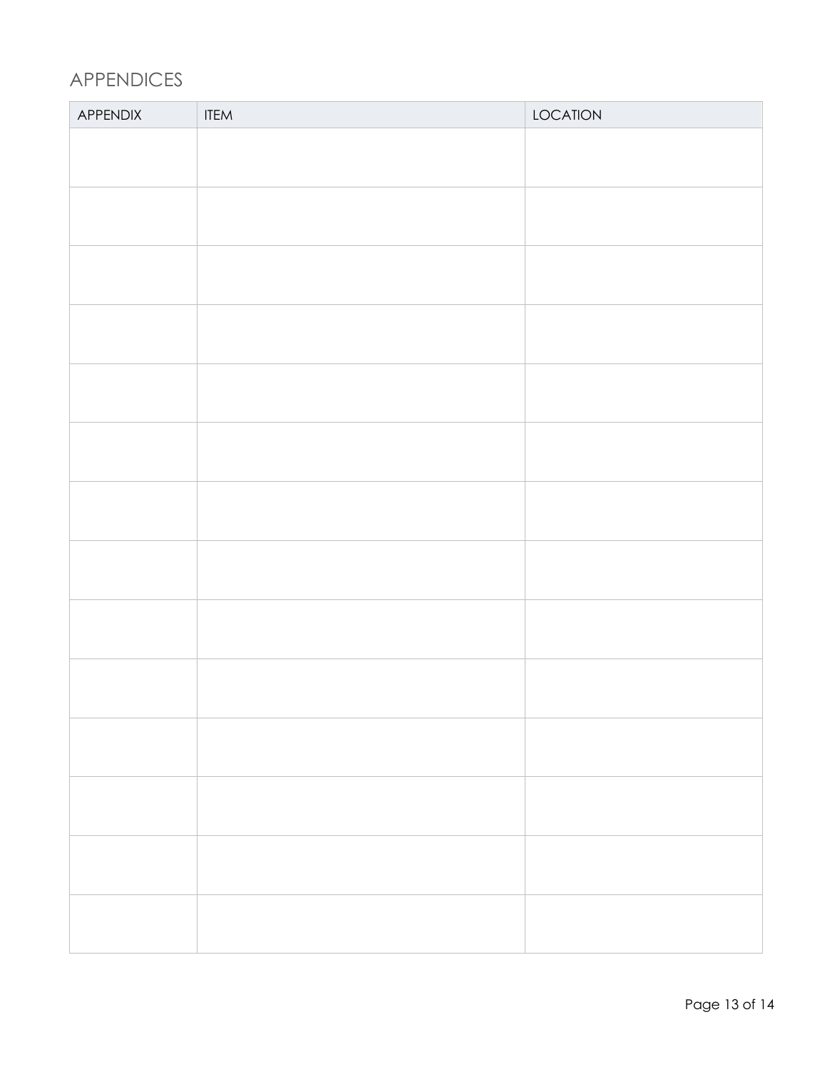## APPENDICES

| APPENDIX | ITEM | LOCATION |
|---|---|---|
| | | |
| | | |
| | | |
| | | |
| | | |
| | | |
| | | |
| | | |
| | | |
| | | |
| | | |
| | | |
| | | |
| | | |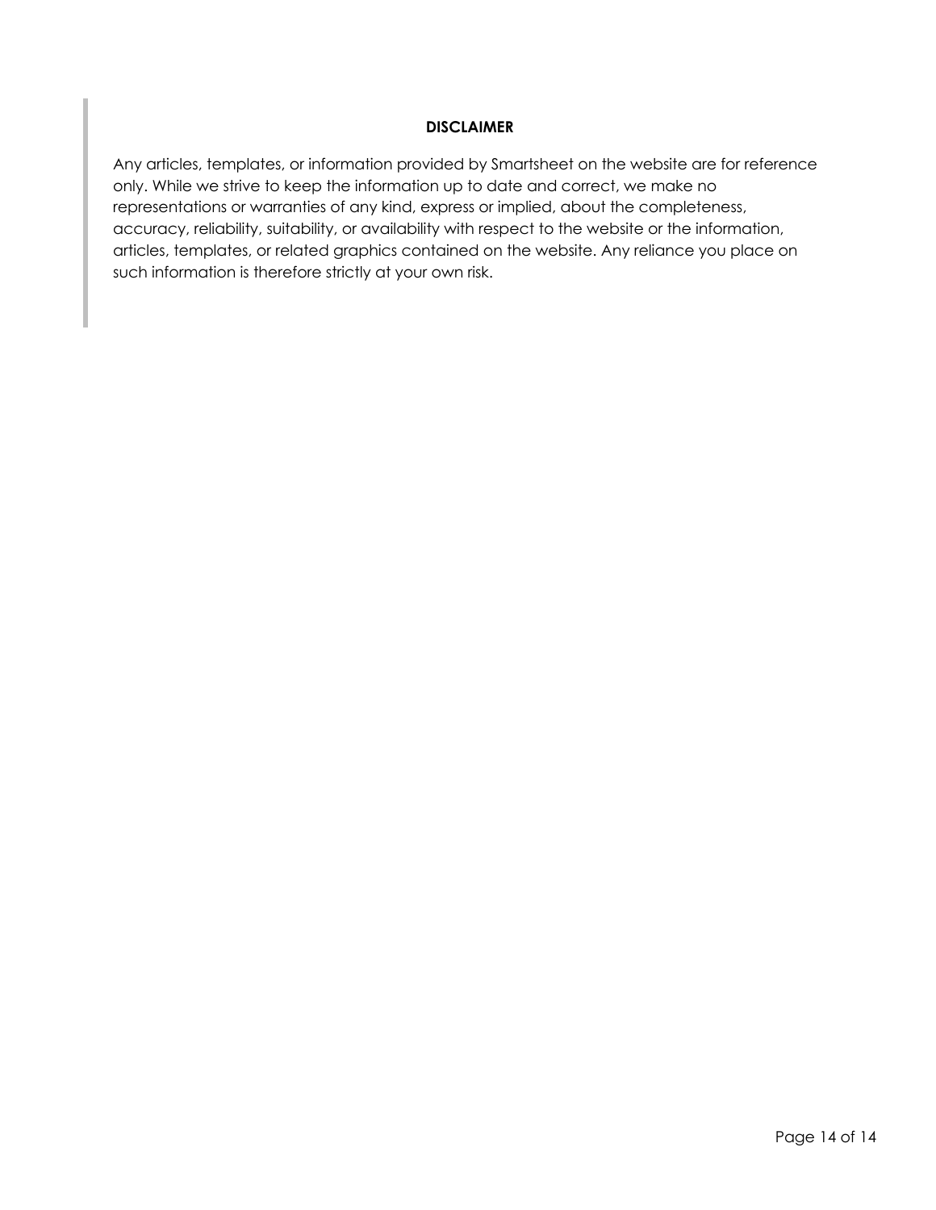**DISCLAIMER**

Any articles, templates, or information provided by Smartsheet on the website are for reference only. While we strive to keep the information up to date and correct, we make no representations or warranties of any kind, express or implied, about the completeness, accuracy, reliability, suitability, or availability with respect to the website or the information, articles, templates, or related graphics contained on the website. Any reliance you place on such information is therefore strictly at your own risk.